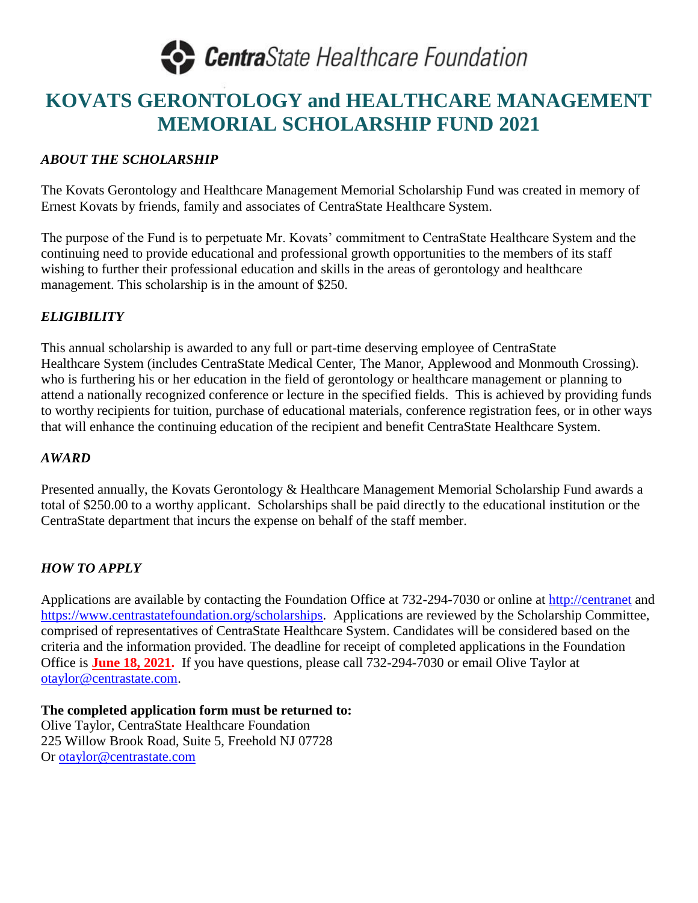**CentraState Healthcare Foundation**

# KOVATS GERONTOLOGY and HEALTHCARE MANAGEMENT MEMORIAL SCHOLARSHIP FUND 2021

### *ABOUT THE SCHOLARSHIP*

The Kovats Gerontology and Healthcare Management Memorial Scholarship Fund was created in memory of Ernest Kovats by friends, family and associates of CentraState Healthcare System.

The purpose of the Fund is to perpetuate Mr. Kovats' commitment to CentraState Healthcare System and the continuing need to provide educational and professional growth opportunities to the members of its staff wishing to further their professional education and skills in the areas of gerontology and healthcare management. This scholarship is in the amount of $250.

### *ELIGIBILITY*

This annual scholarship is awarded to any full or part-time deserving employee of CentraState Healthcare System (includes CentraState Medical Center, The Manor, Applewood and Monmouth Crossing). who is furthering his or her education in the field of gerontology or healthcare management or planning to attend a nationally recognized conference or lecture in the specified fields. This is achieved by providing funds to worthy recipients for tuition, purchase of educational materials, conference registration fees, or in other ways that will enhance the continuing education of the recipient and benefit CentraState Healthcare System.

### *AWARD*

Presented annually, the Kovats Gerontology & Healthcare Management Memorial Scholarship Fund awards a total of $250.00 to a worthy applicant. Scholarships shall be paid directly to the educational institution or the CentraState department that incurs the expense on behalf of the staff member.

### *HOW TO APPLY*

Applications are available by contacting the Foundation Office at 732-294-7030 or online at http://centranet and https://www.centrastatefoundation.org/scholarships. Applications are reviewed by the Scholarship Committee, comprised of representatives of CentraState Healthcare System. Candidates will be considered based on the criteria and the information provided. The deadline for receipt of completed applications in the Foundation Office is **June 18, 2021.** If you have questions, please call 732-294-7030 or email Olive Taylor at otaylor@centrastate.com.

**The completed application form must be returned to:**
Olive Taylor, CentraState Healthcare Foundation
225 Willow Brook Road, Suite 5, Freehold NJ 07728
Or otaylor@centrastate.com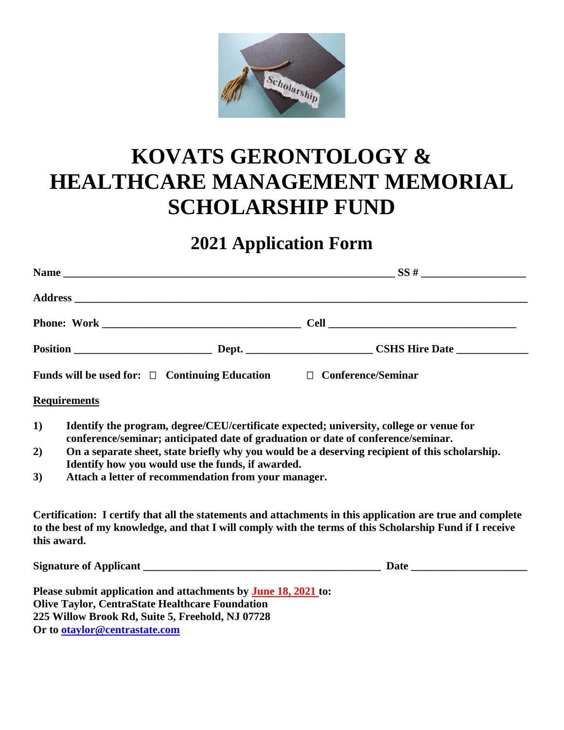# KOVATS GERONTOLOGY & HEALTHCARE MANAGEMENT MEMORIAL SCHOLARSHIP FUND

## 2021 Application Form

**Name** ______________________________________________________________ **SS #** ___________________

**Address** ______________________________________________________________________________

**Phone: Work** ____________________________________ **Cell** __________________________________

**Position** ________________________ **Dept.** ______________________ **CSHS Hire Date** ____________

**Funds will be used for:** ☐ **Continuing Education** ☐ **Conference/Seminar**

**Requirements**

1) **Identify the program, degree/CEU/certificate expected; university, college or venue for conference/seminar; anticipated date of graduation or date of conference/seminar.**
2) **On a separate sheet, state briefly why you would be a deserving recipient of this scholarship. Identify how you would use the funds, if awarded.**
3) **Attach a letter of recommendation from your manager.**

**Certification: I certify that all the statements and attachments in this application are true and complete to the best of my knowledge, and that I will comply with the terms of this Scholarship Fund if I receive this award.**

**Signature of Applicant** ___________________________________________ **Date** ____________________

**Please submit application and attachments by June 18, 2021 to:**
**Olive Taylor, CentraState Healthcare Foundation**
**225 Willow Brook Rd, Suite 5, Freehold, NJ 07728**
**Or to otaylor@centrastate.com**